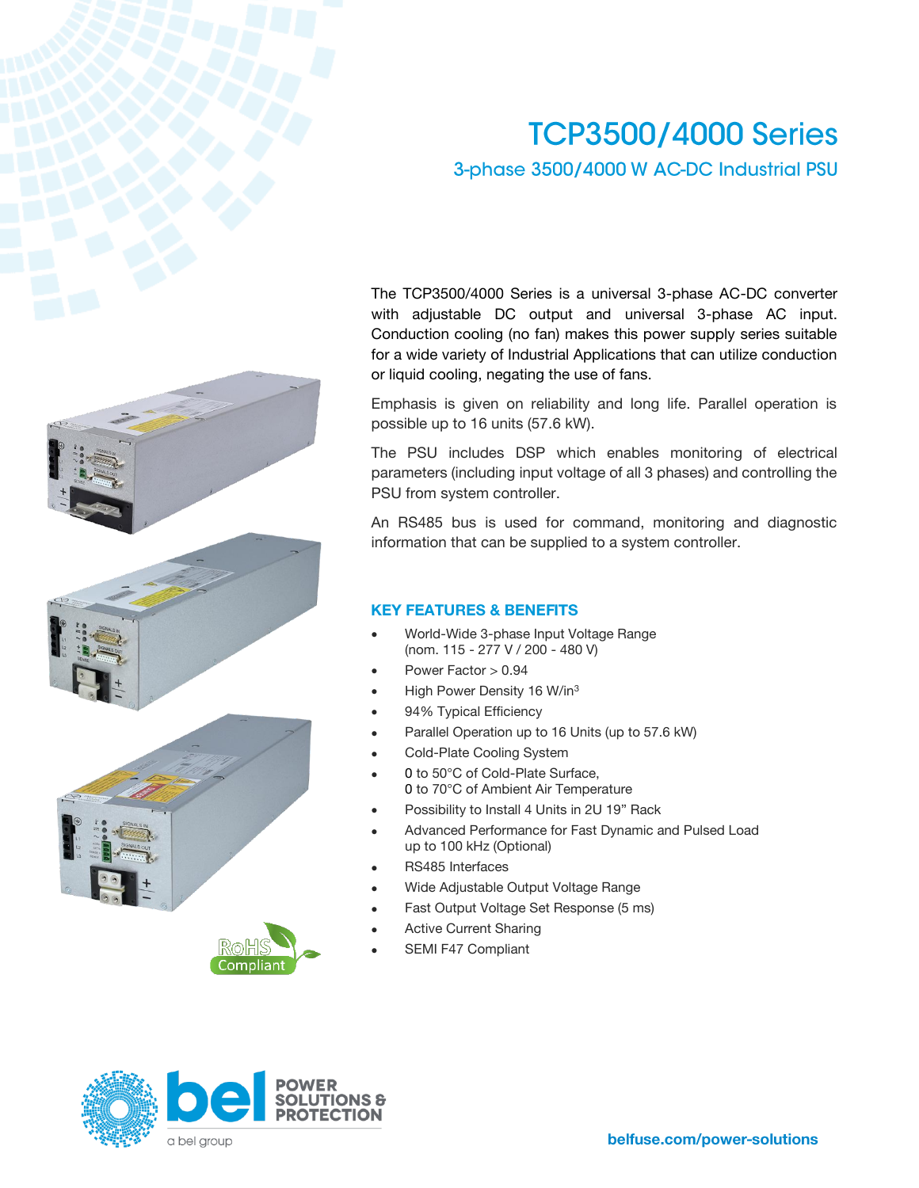# TCP3500/4000 Series

## 3-phase 3500/4000 W AC-DC Industrial PSU

The TCP3500/4000 Series is a universal 3-phase AC-DC converter with adjustable DC output and universal 3-phase AC input. Conduction cooling (no fan) makes this power supply series suitable for a wide variety of Industrial Applications that can utilize conduction or liquid cooling, negating the use of fans.

Emphasis is given on reliability and long life. Parallel operation is possible up to 16 units (57.6 kW).

The PSU includes DSP which enables monitoring of electrical parameters (including input voltage of all 3 phases) and controlling the PSU from system controller.

An RS485 bus is used for command, monitoring and diagnostic information that can be supplied to a system controller.

### KEY FEATURES & BENEFITS

- World-Wide 3-phase Input Voltage Range (nom. 115 - 277 V / 200 - 480 V)
- Power Factor > 0.94
- High Power Density 16 W/in$^3$
- 94% Typical Efficiency
- Parallel Operation up to 16 Units (up to 57.6 kW)
- Cold-Plate Cooling System
- 0 to 50°C of Cold-Plate Surface, 0 to 70°C of Ambient Air Temperature
- Possibility to Install 4 Units in 2U 19” Rack
- Advanced Performance for Fast Dynamic and Pulsed Load up to 100 kHz (Optional)
- RS485 Interfaces
- Wide Adjustable Output Voltage Range
- Fast Output Voltage Set Response (5 ms)
- Active Current Sharing
- SEMI F47 Compliant

RoHS Compliant

belfuse.com/power-solutions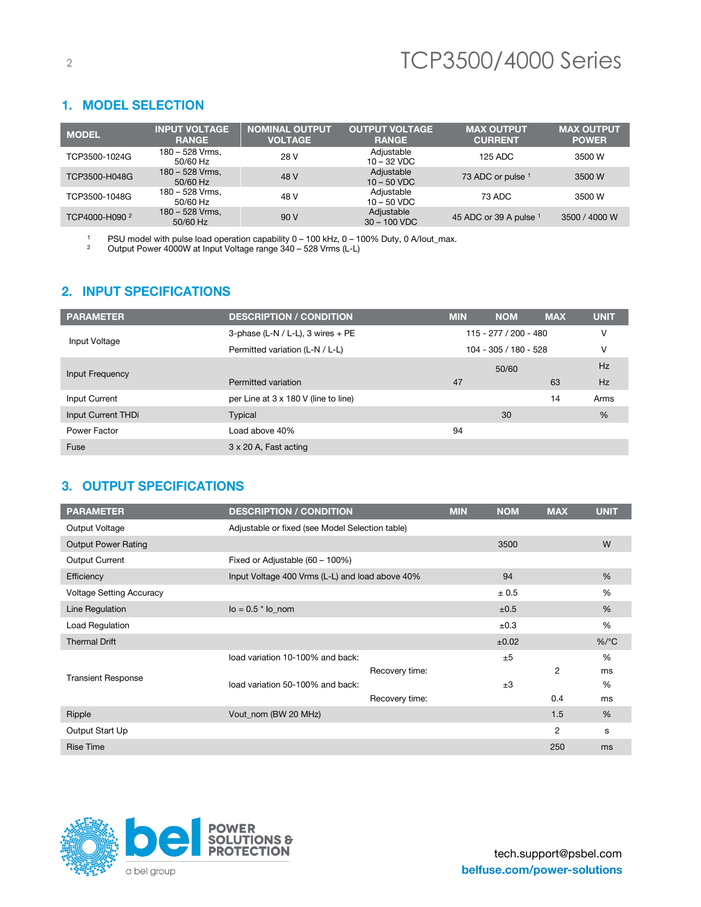## 1. MODEL SELECTION

| MODEL | INPUT VOLTAGE RANGE | NOMINAL OUTPUT VOLTAGE | OUTPUT VOLTAGE RANGE | MAX OUTPUT CURRENT | MAX OUTPUT POWER |
|---|---|---|---|---|---|
| TCP3500-1024G | 180 – 528 Vrms, 50/60 Hz | 28 V | Adjustable 10 – 32 VDC | 125 ADC | 3500 W |
| TCP3500-H048G | 180 – 528 Vrms, 50/60 Hz | 48 V | Adjustable 10 – 50 VDC | 73 ADC or pulse [1] | 3500 W |
| TCP3500-1048G | 180 – 528 Vrms, 50/60 Hz | 48 V | Adjustable 10 – 50 VDC | 73 ADC | 3500 W |
| TCP4000-H090 [2] | 180 – 528 Vrms, 50/60 Hz | 90 V | Adjustable 30 – 100 VDC | 45 ADC or 39 A pulse [1] | 3500 / 4000 W |

[1] PSU model with pulse load operation capability 0 – 100 kHz, 0 – 100% Duty, 0 A/Iout_max.
[2] Output Power 4000W at Input Voltage range 340 – 528 Vrms (L-L)

## 2. INPUT SPECIFICATIONS

| PARAMETER | DESCRIPTION / CONDITION | MIN | NOM | MAX | UNIT |
|---|---|---|---|---|---|
| Input Voltage | 3-phase (L-N / L-L), 3 wires + PE | | 115 - 277 / 200 - 480 | | V |
| | Permitted variation (L-N / L-L) | | 104 - 305 / 180 - 528 | | V |
| Input Frequency | | | 50/60 | | Hz |
| | Permitted variation | 47 | | 63 | Hz |
| Input Current | per Line at 3 x 180 V (line to line) | | | 14 | Arms |
| Input Current THDi | Typical | | 30 | | % |
| Power Factor | Load above 40% | 94 | | | |
| Fuse | 3 x 20 A, Fast acting | | | | |

## 3. OUTPUT SPECIFICATIONS

| PARAMETER | DESCRIPTION / CONDITION | MIN | NOM | MAX | UNIT |
|---|---|---|---|---|---|
| Output Voltage | Adjustable or fixed (see Model Selection table) | | | | |
| Output Power Rating | | | 3500 | | W |
| Output Current | Fixed or Adjustable (60 – 100%) | | | | |
| Efficiency | Input Voltage 400 Vrms (L-L) and load above 40% | | 94 | | % |
| Voltage Setting Accuracy | | | ± 0.5 | | % |
| Line Regulation | Io = 0.5 * Io_nom | | ±0.5 | | % |
| Load Regulation | | | ±0.3 | | % |
| Thermal Drift | | | ±0.02 | | %/°C |
| Transient Response | load variation 10-100% and back: | | ±5 | | % |
| | Recovery time: | | | 2 | ms |
| | load variation 50-100% and back: | | ±3 | | % |
| | Recovery time: | | | 0.4 | ms |
| Ripple | Vout_nom (BW 20 MHz) | | | 1.5 | % |
| Output Start Up | | | | 2 | s |
| Rise Time | | | | 250 | ms |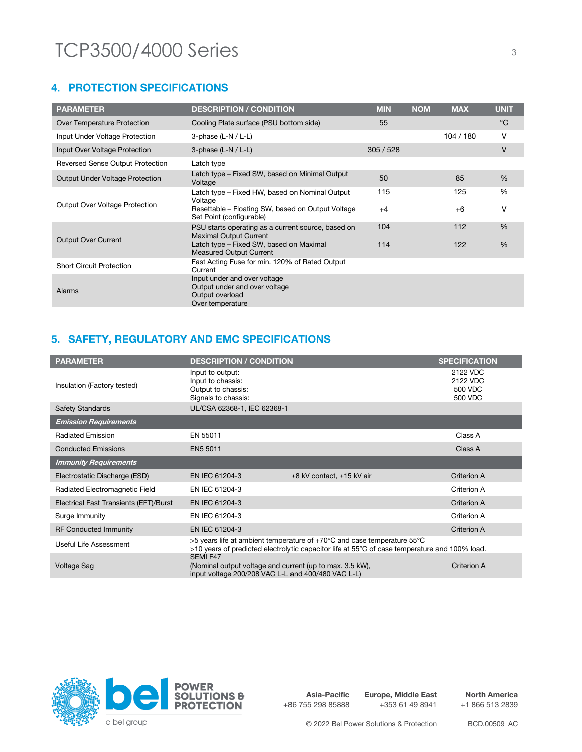## 4. PROTECTION SPECIFICATIONS

| PARAMETER | DESCRIPTION / CONDITION | MIN | NOM | MAX | UNIT |
|---|---|---|---|---|---|
| Over Temperature Protection | Cooling Plate surface (PSU bottom side) | 55 | | | °C |
| Input Under Voltage Protection | 3-phase (L-N / L-L) | | | 104 / 180 | V |
| Input Over Voltage Protection | 3-phase (L-N / L-L) | 305 / 528 | | | V |
| Reversed Sense Output Protection | Latch type | | | | |
| Output Under Voltage Protection | Latch type – Fixed SW, based on Minimal Output Voltage | 50 | | 85 | % |
| Output Over Voltage Protection | Latch type – Fixed HW, based on Nominal Output Voltage | 115 | | 125 | % |
| | Resettable – Floating SW, based on Output Voltage Set Point (configurable) | +4 | | +6 | V |
| Output Over Current | PSU starts operating as a current source, based on Maximal Output Current | 104 | | 112 | % |
| | Latch type – Fixed SW, based on Maximal Measured Output Current | 114 | | 122 | % |
| Short Circuit Protection | Fast Acting Fuse for min. 120% of Rated Output Current | | | | |
| Alarms | Input under and over voltage<br>Output under and over voltage<br>Output overload<br>Over temperature | | | | |

## 5. SAFETY, REGULATORY AND EMC SPECIFICATIONS

| PARAMETER | DESCRIPTION / CONDITION | | SPECIFICATION |
|---|---|---|---|
| Insulation (Factory tested) | Input to output:<br>Input to chassis:<br>Output to chassis:<br>Signals to chassis: | | 2122 VDC<br>2122 VDC<br>500 VDC<br>500 VDC |
| Safety Standards | UL/CSA 62368-1, IEC 62368-1 | | |
| ***Emission Requirements*** | | | |
| Radiated Emission | EN 55011 | | Class A |
| Conducted Emissions | EN5 5011 | | Class A |
| ***Immunity Requirements*** | | | |
| Electrostatic Discharge (ESD) | EN IEC 61204-3 | ±8 kV contact, ±15 kV air | Criterion A |
| Radiated Electromagnetic Field | EN IEC 61204-3 | | Criterion A |
| Electrical Fast Transients (EFT)/Burst | EN IEC 61204-3 | | Criterion A |
| Surge Immunity | EN IEC 61204-3 | | Criterion A |
| RF Conducted Immunity | EN IEC 61204-3 | | Criterion A |
| Useful Life Assessment | >5 years life at ambient temperature of +70°C and case temperature 55°C<br>>10 years of predicted electrolytic capacitor life at 55°C of case temperature and 100% load. | | |
| Voltage Sag | SEMI F47<br>(Nominal output voltage and current (up to max. 3.5 kW),<br>input voltage 200/208 VAC L-L and 400/480 VAC L-L) | | Criterion A |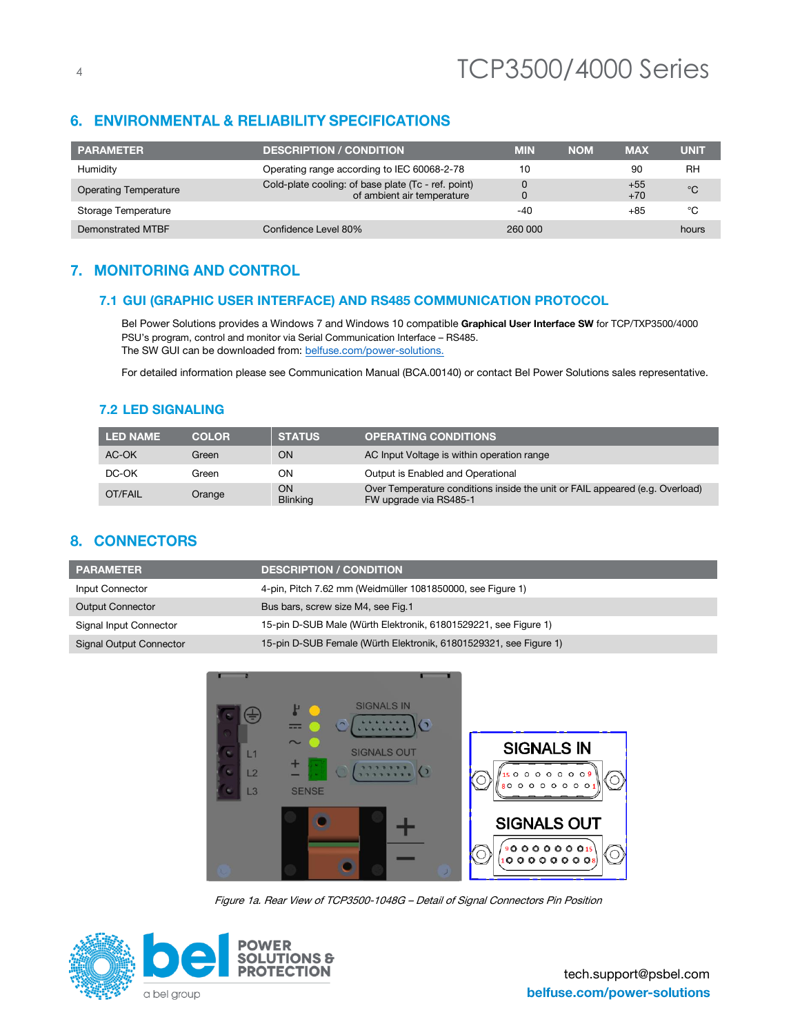## 6. ENVIRONMENTAL & RELIABILITY SPECIFICATIONS

| PARAMETER | DESCRIPTION / CONDITION | MIN | NOM | MAX | UNIT |
|---|---|---|---|---|---|
| Humidity | Operating range according to IEC 60068-2-78 | 10 | | 90 | RH |
| Operating Temperature | Cold-plate cooling: of base plate (Tc - ref. point)<br>of ambient air temperature | 0<br>0 | | +55<br>+70 | °C |
| Storage Temperature | | -40 | | +85 | °C |
| Demonstrated MTBF | Confidence Level 80% | 260 000 | | | hours |

## 7. MONITORING AND CONTROL

### 7.1 GUI (GRAPHIC USER INTERFACE) AND RS485 COMMUNICATION PROTOCOL

Bel Power Solutions provides a Windows 7 and Windows 10 compatible **Graphical User Interface SW** for TCP/TXP3500/4000 PSU's program, control and monitor via Serial Communication Interface – RS485.
The SW GUI can be downloaded from: belfuse.com/power-solutions.

For detailed information please see Communication Manual (BCA.00140) or contact Bel Power Solutions sales representative.

### 7.2 LED SIGNALING

| LED NAME | COLOR | STATUS | OPERATING CONDITIONS |
|---|---|---|---|
| AC-OK | Green | ON | AC Input Voltage is within operation range |
| DC-OK | Green | ON | Output is Enabled and Operational |
| OT/FAIL | Orange | ON<br>Blinking | Over Temperature conditions inside the unit or FAIL appeared (e.g. Overload)<br>FW upgrade via RS485-1 |

## 8. CONNECTORS

| PARAMETER | DESCRIPTION / CONDITION |
|---|---|
| Input Connector | 4-pin, Pitch 7.62 mm (Weidmüller 1081850000, see Figure 1) |
| Output Connector | Bus bars, screw size M4, see Fig.1 |
| Signal Input Connector | 15-pin D-SUB Male (Würth Elektronik, 61801529221, see Figure 1) |
| Signal Output Connector | 15-pin D-SUB Female (Würth Elektronik, 61801529321, see Figure 1) |

*Figure 1a. Rear View of TCP3500-1048G – Detail of Signal Connectors Pin Position*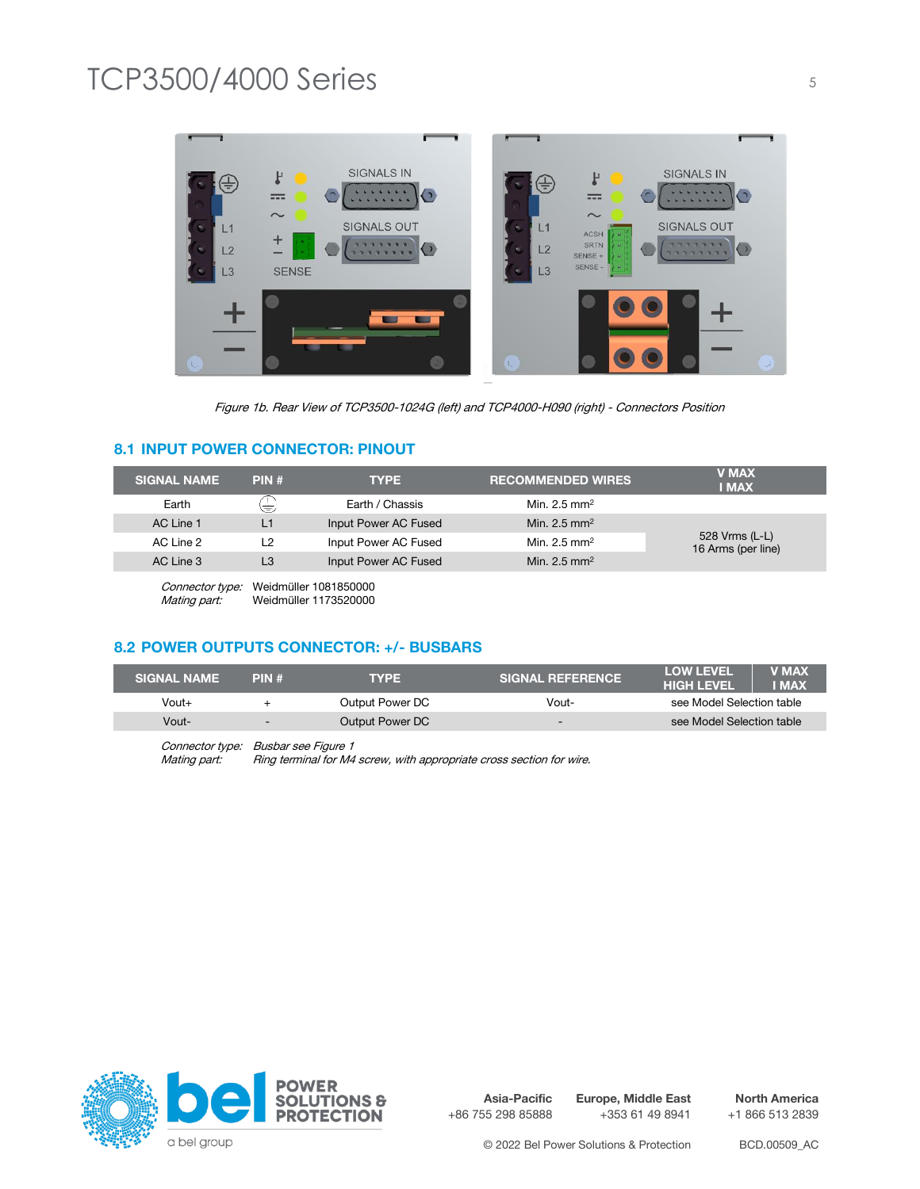Figure 1b. Rear View of TCP3500-1024G (left) and TCP4000-H090 (right) - Connectors Position

## 8.1 INPUT POWER CONNECTOR: PINOUT

| SIGNAL NAME | PIN # | TYPE | RECOMMENDED WIRES | V MAX I MAX |
|---|---|---|---|---|
| Earth | ⏚ | Earth / Chassis | Min. 2.5 mm² | |
| AC Line 1 | L1 | Input Power AC Fused | Min. 2.5 mm² | 528 Vrms (L-L) 16 Arms (per line) |
| AC Line 2 | L2 | Input Power AC Fused | Min. 2.5 mm² | |
| AC Line 3 | L3 | Input Power AC Fused | Min. 2.5 mm² | |

*Connector type:* Weidmüller 1081850000
*Mating part:* Weidmüller 1173520000

## 8.2 POWER OUTPUTS CONNECTOR: +/- BUSBARS

| SIGNAL NAME | PIN # | TYPE | SIGNAL REFERENCE | LOW LEVEL HIGH LEVEL | V MAX I MAX |
|---|---|---|---|---|---|
| Vout+ | + | Output Power DC | Vout- | see Model Selection table | |
| Vout- | - | Output Power DC | - | see Model Selection table | |

*Connector type: Busbar see Figure 1*
*Mating part: Ring terminal for M4 screw, with appropriate cross section for wire.*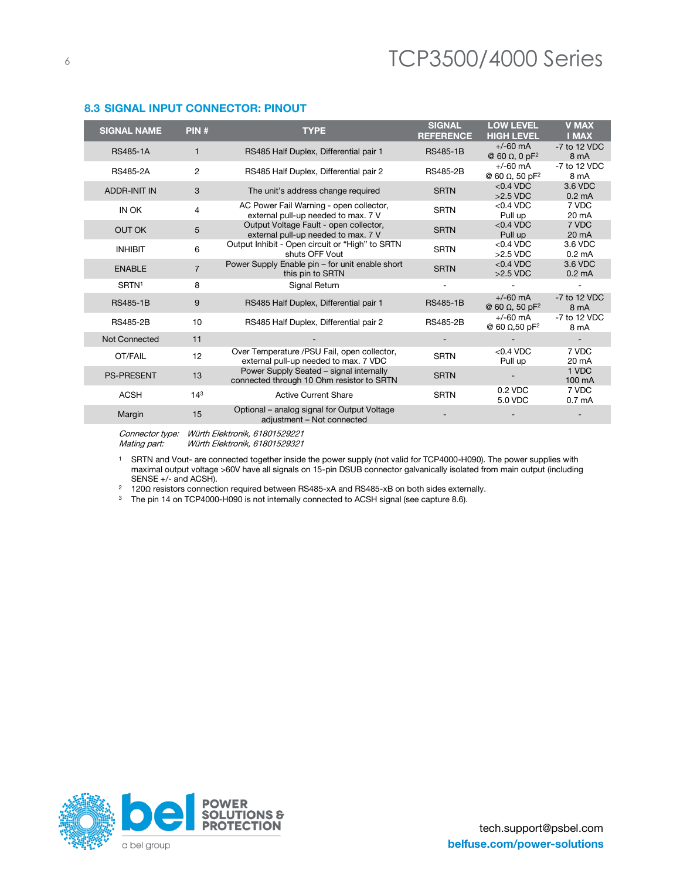## 8.3 SIGNAL INPUT CONNECTOR: PINOUT

| SIGNAL NAME | PIN # | TYPE | SIGNAL REFERENCE | LOW LEVEL HIGH LEVEL | V MAX I MAX |
|---|---|---|---|---|---|
| RS485-1A | 1 | RS485 Half Duplex, Differential pair 1 | RS485-1B | +/-60 mA @ 60 Ω, 0 pF[2] | -7 to 12 VDC 8 mA |
| RS485-2A | 2 | RS485 Half Duplex, Differential pair 2 | RS485-2B | +/-60 mA @ 60 Ω, 50 pF[2] | -7 to 12 VDC 8 mA |
| ADDR-INIT IN | 3 | The unit's address change required | SRTN | <0.4 VDC >2.5 VDC | 3.6 VDC 0.2 mA |
| IN OK | 4 | AC Power Fail Warning - open collector, external pull-up needed to max. 7 V | SRTN | <0.4 VDC Pull up | 7 VDC 20 mA |
| OUT OK | 5 | Output Voltage Fault - open collector, external pull-up needed to max. 7 V | SRTN | <0.4 VDC Pull up | 7 VDC 20 mA |
| INHIBIT | 6 | Output Inhibit - Open circuit or "High" to SRTN shuts OFF Vout | SRTN | <0.4 VDC >2.5 VDC | 3.6 VDC 0.2 mA |
| ENABLE | 7 | Power Supply Enable pin – for unit enable short this pin to SRTN | SRTN | <0.4 VDC >2.5 VDC | 3.6 VDC 0.2 mA |
| SRTN[1] | 8 | Signal Return | - | - | - |
| RS485-1B | 9 | RS485 Half Duplex, Differential pair 1 | RS485-1B | +/-60 mA @ 60 Ω, 50 pF[2] | -7 to 12 VDC 8 mA |
| RS485-2B | 10 | RS485 Half Duplex, Differential pair 2 | RS485-2B | +/-60 mA @ 60 Ω,50 pF[2] | -7 to 12 VDC 8 mA |
| Not Connected | 11 | - | - | - | - |
| OT/FAIL | 12 | Over Temperature /PSU Fail, open collector, external pull-up needed to max. 7 VDC | SRTN | <0.4 VDC Pull up | 7 VDC 20 mA |
| PS-PRESENT | 13 | Power Supply Seated – signal internally connected through 10 Ohm resistor to SRTN | SRTN | - | 1 VDC 100 mA |
| ACSH | 14[3] | Active Current Share | SRTN | 0.2 VDC 5.0 VDC | 7 VDC 0.7 mA |
| Margin | 15 | Optional – analog signal for Output Voltage adjustment – Not connected | - | - | - |

*Connector type:* *Würth Elektronik, 61801529221*
*Mating part:* *Würth Elektronik, 61801529321*

[1] SRTN and Vout- are connected together inside the power supply (not valid for TCP4000-H090). The power supplies with maximal output voltage >60V have all signals on 15-pin DSUB connector galvanically isolated from main output (including SENSE +/- and ACSH).

[2] 120Ω resistors connection required between RS485-xA and RS485-xB on both sides externally.

[3] The pin 14 on TCP4000-H090 is not internally connected to ACSH signal (see capture 8.6).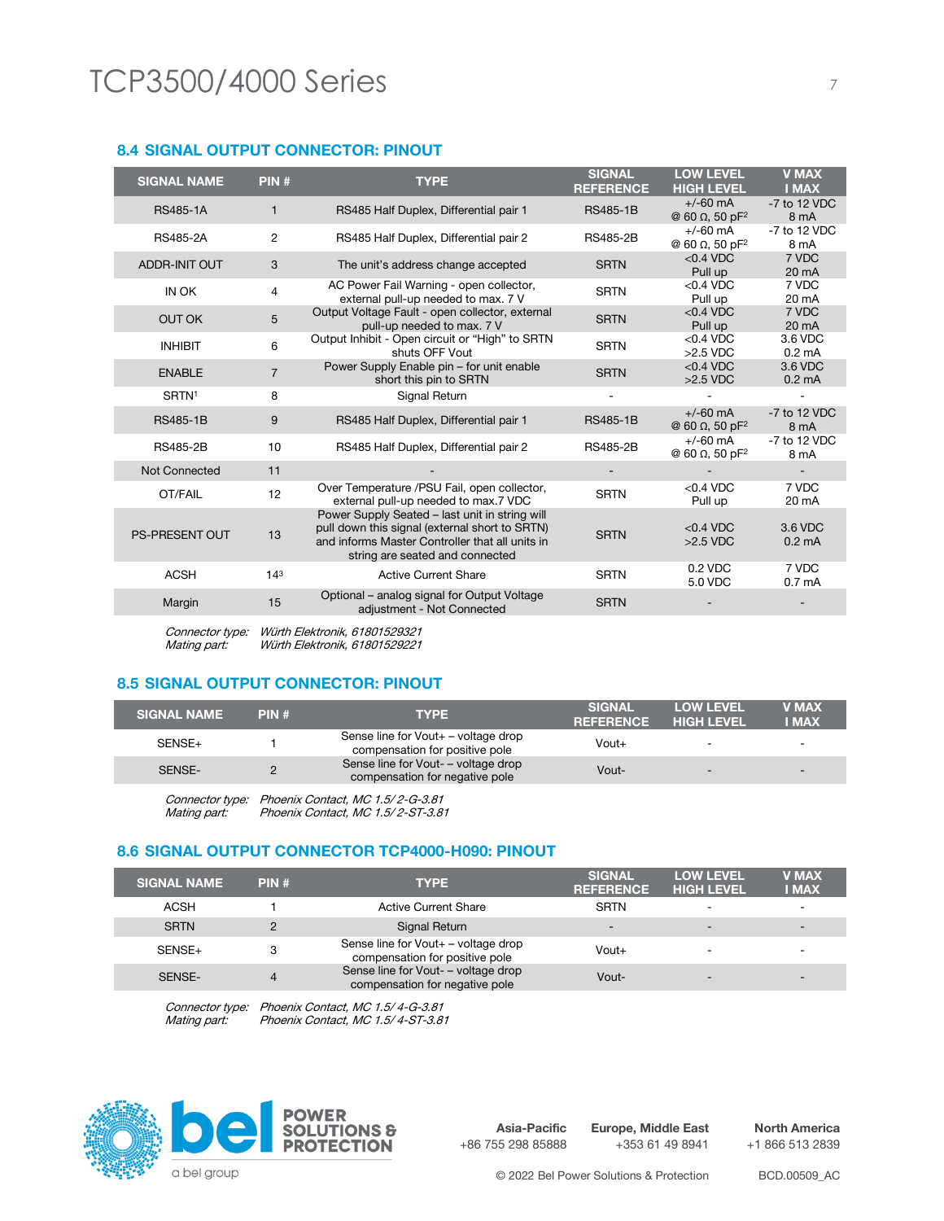## 8.4 SIGNAL OUTPUT CONNECTOR: PINOUT

| SIGNAL NAME | PIN # | TYPE | SIGNAL REFERENCE | LOW LEVEL HIGH LEVEL | V MAX I MAX |
|---|---|---|---|---|---|
| RS485-1A | 1 | RS485 Half Duplex, Differential pair 1 | RS485-1B | +/-60 mA @ 60 Ω, 50 pF[2] | -7 to 12 VDC 8 mA |
| RS485-2A | 2 | RS485 Half Duplex, Differential pair 2 | RS485-2B | +/-60 mA @ 60 Ω, 50 pF[2] | -7 to 12 VDC 8 mA |
| ADDR-INIT OUT | 3 | The unit's address change accepted | SRTN | <0.4 VDC Pull up | 7 VDC 20 mA |
| IN OK | 4 | AC Power Fail Warning - open collector, external pull-up needed to max. 7 V | SRTN | <0.4 VDC Pull up | 7 VDC 20 mA |
| OUT OK | 5 | Output Voltage Fault - open collector, external pull-up needed to max. 7 V | SRTN | <0.4 VDC Pull up | 7 VDC 20 mA |
| INHIBIT | 6 | Output Inhibit - Open circuit or "High" to SRTN shuts OFF Vout | SRTN | <0.4 VDC >2.5 VDC | 3.6 VDC 0.2 mA |
| ENABLE | 7 | Power Supply Enable pin – for unit enable short this pin to SRTN | SRTN | <0.4 VDC >2.5 VDC | 3.6 VDC 0.2 mA |
| SRTN[1] | 8 | Signal Return | - | - | - |
| RS485-1B | 9 | RS485 Half Duplex, Differential pair 1 | RS485-1B | +/-60 mA @ 60 Ω, 50 pF[2] | -7 to 12 VDC 8 mA |
| RS485-2B | 10 | RS485 Half Duplex, Differential pair 2 | RS485-2B | +/-60 mA @ 60 Ω, 50 pF[2] | -7 to 12 VDC 8 mA |
| Not Connected | 11 | - | - | - | - |
| OT/FAIL | 12 | Over Temperature /PSU Fail, open collector, external pull-up needed to max.7 VDC | SRTN | <0.4 VDC Pull up | 7 VDC 20 mA |
| PS-PRESENT OUT | 13 | Power Supply Seated – last unit in string will pull down this signal (external short to SRTN) and informs Master Controller that all units in string are seated and connected | SRTN | <0.4 VDC >2.5 VDC | 3.6 VDC 0.2 mA |
| ACSH | 14[3] | Active Current Share | SRTN | 0.2 VDC 5.0 VDC | 7 VDC 0.7 mA |
| Margin | 15 | Optional – analog signal for Output Voltage adjustment - Not Connected | SRTN | - | - |

*Connector type:* *Würth Elektronik, 61801529321*
*Mating part:* *Würth Elektronik, 61801529221*

## 8.5 SIGNAL OUTPUT CONNECTOR: PINOUT

| SIGNAL NAME | PIN # | TYPE | SIGNAL REFERENCE | LOW LEVEL HIGH LEVEL | V MAX I MAX |
|---|---|---|---|---|---|
| SENSE+ | 1 | Sense line for Vout+ – voltage drop compensation for positive pole | Vout+ | - | - |
| SENSE- | 2 | Sense line for Vout- – voltage drop compensation for negative pole | Vout- | - | - |

*Connector type:* *Phoenix Contact, MC 1.5/ 2-G-3.81*
*Mating part:* *Phoenix Contact, MC 1.5/ 2-ST-3.81*

## 8.6 SIGNAL OUTPUT CONNECTOR TCP4000-H090: PINOUT

| SIGNAL NAME | PIN # | TYPE | SIGNAL REFERENCE | LOW LEVEL HIGH LEVEL | V MAX I MAX |
|---|---|---|---|---|---|
| ACSH | 1 | Active Current Share | SRTN | - | - |
| SRTN | 2 | Signal Return | - | - | - |
| SENSE+ | 3 | Sense line for Vout+ – voltage drop compensation for positive pole | Vout+ | - | - |
| SENSE- | 4 | Sense line for Vout- – voltage drop compensation for negative pole | Vout- | - | - |

*Connector type:* *Phoenix Contact, MC 1.5/ 4-G-3.81*
*Mating part:* *Phoenix Contact, MC 1.5/ 4-ST-3.81*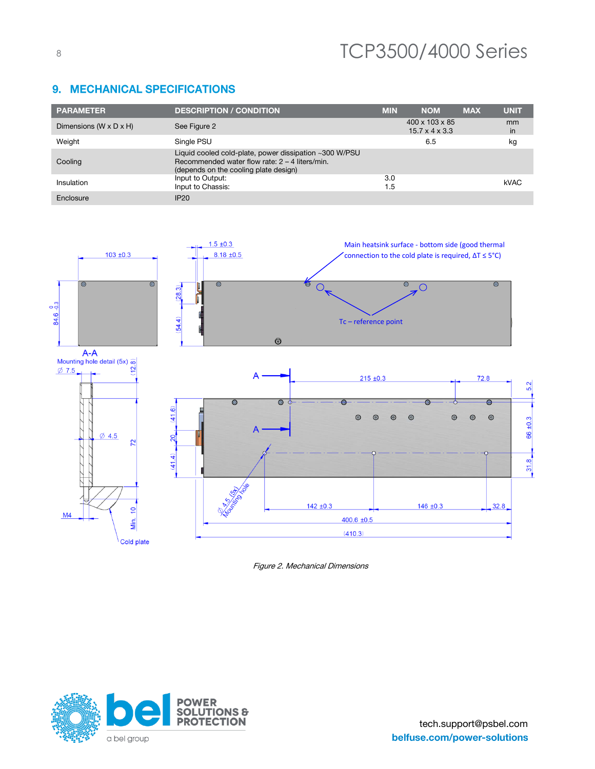## 9. MECHANICAL SPECIFICATIONS

| PARAMETER | DESCRIPTION / CONDITION | MIN | NOM | MAX | UNIT |
|---|---|---|---|---|---|
| Dimensions (W x D x H) | See Figure 2 | | 400 x 103 x 85<br>15.7 x 4 x 3.3 | | mm<br>in |
| Weight | Single PSU | | 6.5 | | kg |
| Cooling | Liquid cooled cold-plate, power dissipation ~300 W/PSU<br>Recommended water flow rate: 2 – 4 liters/min.<br>(depends on the cooling plate design) | | | | |
| Insulation | Input to Output:<br>Input to Chassis: | 3.0<br>1.5 | | | kVAC |
| Enclosure | IP20 | | | | |

Main heatsink surface - bottom side (good thermal connection to the cold plate is required, ΔT ≤ 5°C)

Tc – reference point

A-A

Mounting hole detail (5x)

Cold plate

*Figure 2. Mechanical Dimensions*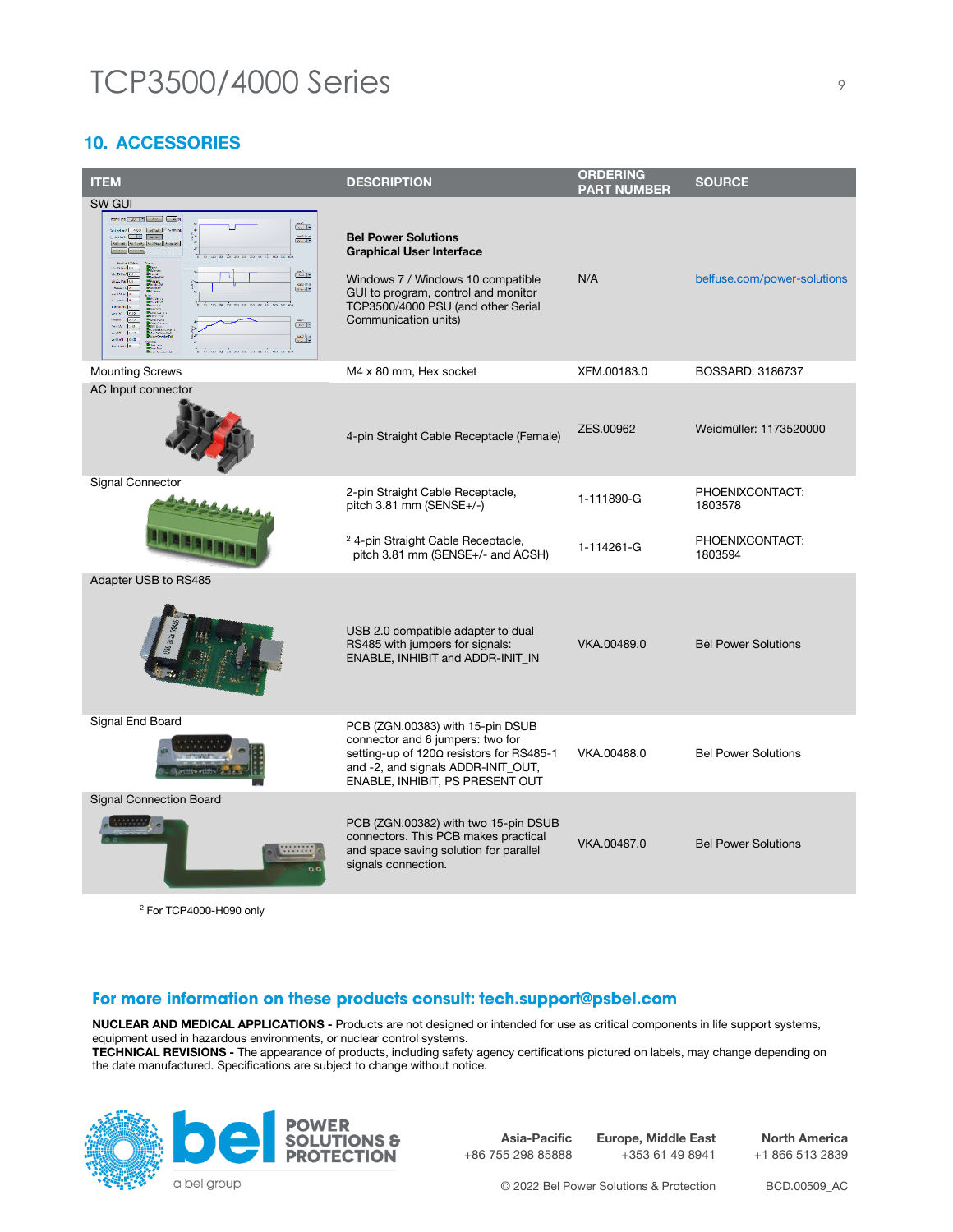## 10. ACCESSORIES

| ITEM | DESCRIPTION | ORDERING PART NUMBER | SOURCE |
|---|---|---|---|
| SW GUI | **Bel Power Solutions Graphical User Interface**<br><br>Windows 7 / Windows 10 compatible GUI to program, control and monitor TCP3500/4000 PSU (and other Serial Communication units) | N/A | belfuse.com/power-solutions |
| Mounting Screws | M4 x 80 mm, Hex socket | XFM.00183.0 | BOSSARD: 3186737 |
| AC Input connector | 4-pin Straight Cable Receptacle (Female) | ZES.00962 | Weidmüller: 1173520000 |
| Signal Connector | 2-pin Straight Cable Receptacle, pitch 3.81 mm (SENSE+/-) | 1-111890-G | PHOENIXCONTACT: 1803578 |
| | [2] 4-pin Straight Cable Receptacle, pitch 3.81 mm (SENSE+/- and ACSH) | 1-114261-G | PHOENIXCONTACT: 1803594 |
| Adapter USB to RS485 | USB 2.0 compatible adapter to dual RS485 with jumpers for signals: ENABLE, INHIBIT and ADDR-INIT_IN | VKA.00489.0 | Bel Power Solutions |
| Signal End Board | PCB (ZGN.00383) with 15-pin DSUB connector and 6 jumpers: two for setting-up of 120Ω resistors for RS485-1 and -2, and signals ADDR-INIT_OUT, ENABLE, INHIBIT, PS PRESENT OUT | VKA.00488.0 | Bel Power Solutions |
| Signal Connection Board | PCB (ZGN.00382) with two 15-pin DSUB connectors. This PCB makes practical and space saving solution for parallel signals connection. | VKA.00487.0 | Bel Power Solutions |

[2] For TCP4000-H090 only

**For more information on these products consult: tech.support@psbel.com**

**NUCLEAR AND MEDICAL APPLICATIONS -** Products are not designed or intended for use as critical components in life support systems, equipment used in hazardous environments, or nuclear control systems.
**TECHNICAL REVISIONS -** The appearance of products, including safety agency certifications pictured on labels, may change depending on the date manufactured. Specifications are subject to change without notice.

bel POWER SOLUTIONS & PROTECTION
a bel group

| Asia-Pacific | Europe, Middle East | North America |
|---|---|---|
| +86 755 298 85888 | +353 61 49 8941 | +1 866 513 2839 |

© 2022 Bel Power Solutions & Protection BCD.00509_AC